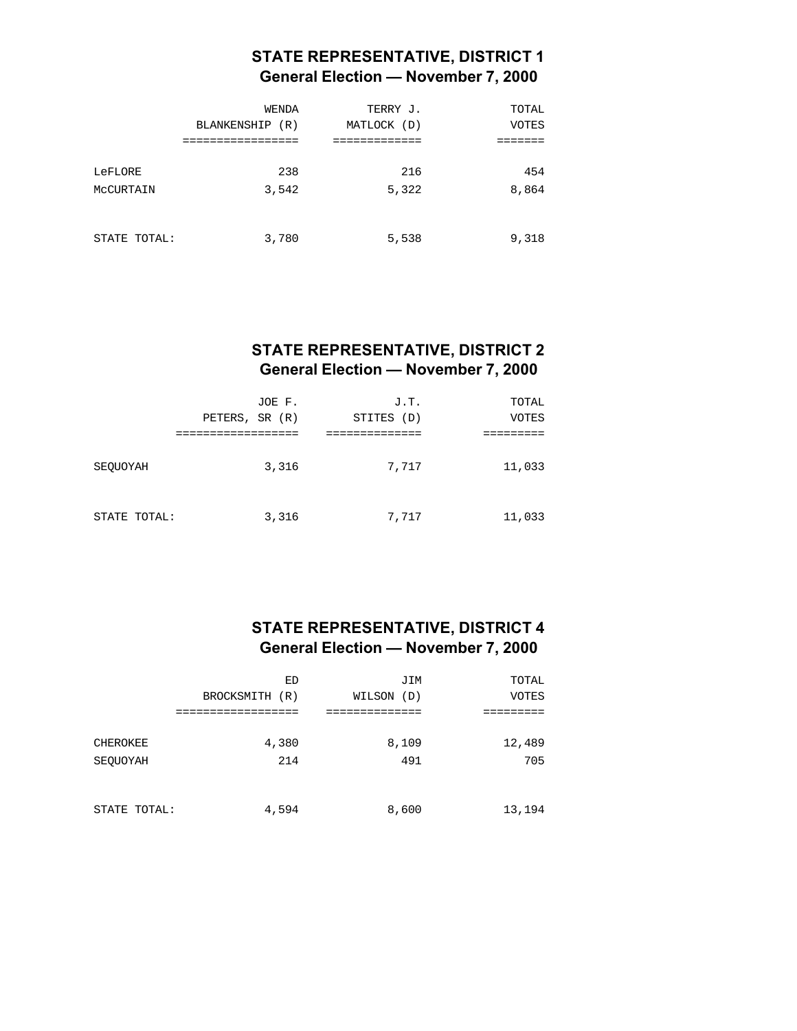## STATE REPRESENTATIVE, DISTRICT 1
### General Election — November 7, 2000

| | WENDA BLANKENSHIP (R) | TERRY J. MATLOCK (D) | TOTAL VOTES |
|---|---|---|---|
| LeFLORE | 238 | 216 | 454 |
| McCURTAIN | 3,542 | 5,322 | 8,864 |
| STATE TOTAL: | 3,780 | 5,538 | 9,318 |

## STATE REPRESENTATIVE, DISTRICT 2
### General Election — November 7, 2000

| | JOE F. PETERS, SR (R) | J.T. STITES (D) | TOTAL VOTES |
|---|---|---|---|
| SEQUOYAH | 3,316 | 7,717 | 11,033 |
| STATE TOTAL: | 3,316 | 7,717 | 11,033 |

## STATE REPRESENTATIVE, DISTRICT 4
### General Election — November 7, 2000

| | ED BROCKSMITH (R) | JIM WILSON (D) | TOTAL VOTES |
|---|---|---|---|
| CHEROKEE | 4,380 | 8,109 | 12,489 |
| SEQUOYAH | 214 | 491 | 705 |
| STATE TOTAL: | 4,594 | 8,600 | 13,194 |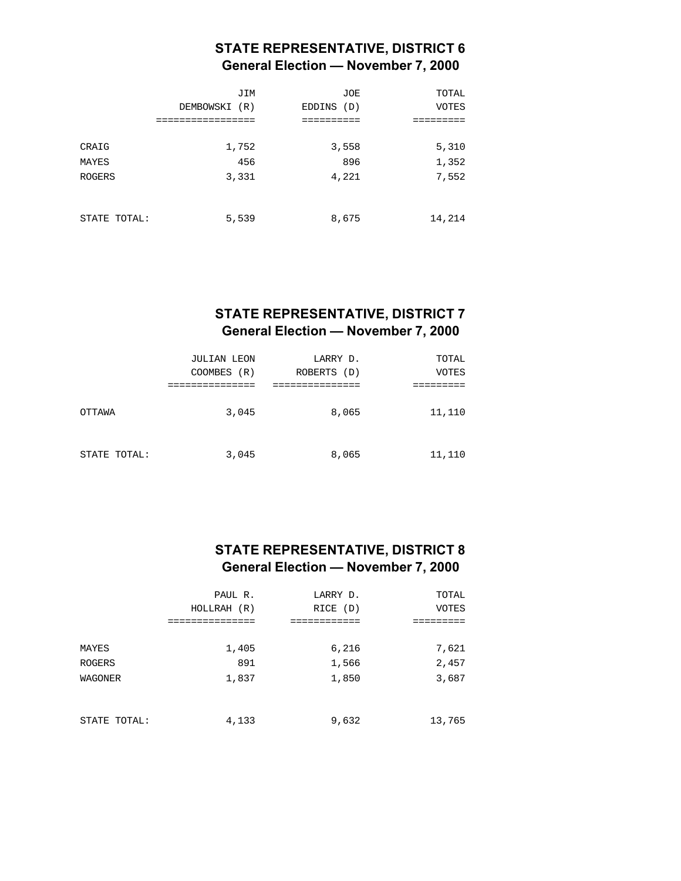## STATE REPRESENTATIVE, DISTRICT 6
### General Election — November 7, 2000

| | JIM DEMBOWSKI (R) | JOE EDDINS (D) | TOTAL VOTES |
|---|---|---|---|
| CRAIG | 1,752 | 3,558 | 5,310 |
| MAYES | 456 | 896 | 1,352 |
| ROGERS | 3,331 | 4,221 | 7,552 |
| STATE TOTAL: | 5,539 | 8,675 | 14,214 |

## STATE REPRESENTATIVE, DISTRICT 7
### General Election — November 7, 2000

| | JULIAN LEON COOMBES (R) | LARRY D. ROBERTS (D) | TOTAL VOTES |
|---|---|---|---|
| OTTAWA | 3,045 | 8,065 | 11,110 |
| STATE TOTAL: | 3,045 | 8,065 | 11,110 |

## STATE REPRESENTATIVE, DISTRICT 8
### General Election — November 7, 2000

| | PAUL R. HOLLRAH (R) | LARRY D. RICE (D) | TOTAL VOTES |
|---|---|---|---|
| MAYES | 1,405 | 6,216 | 7,621 |
| ROGERS | 891 | 1,566 | 2,457 |
| WAGONER | 1,837 | 1,850 | 3,687 |
| STATE TOTAL: | 4,133 | 9,632 | 13,765 |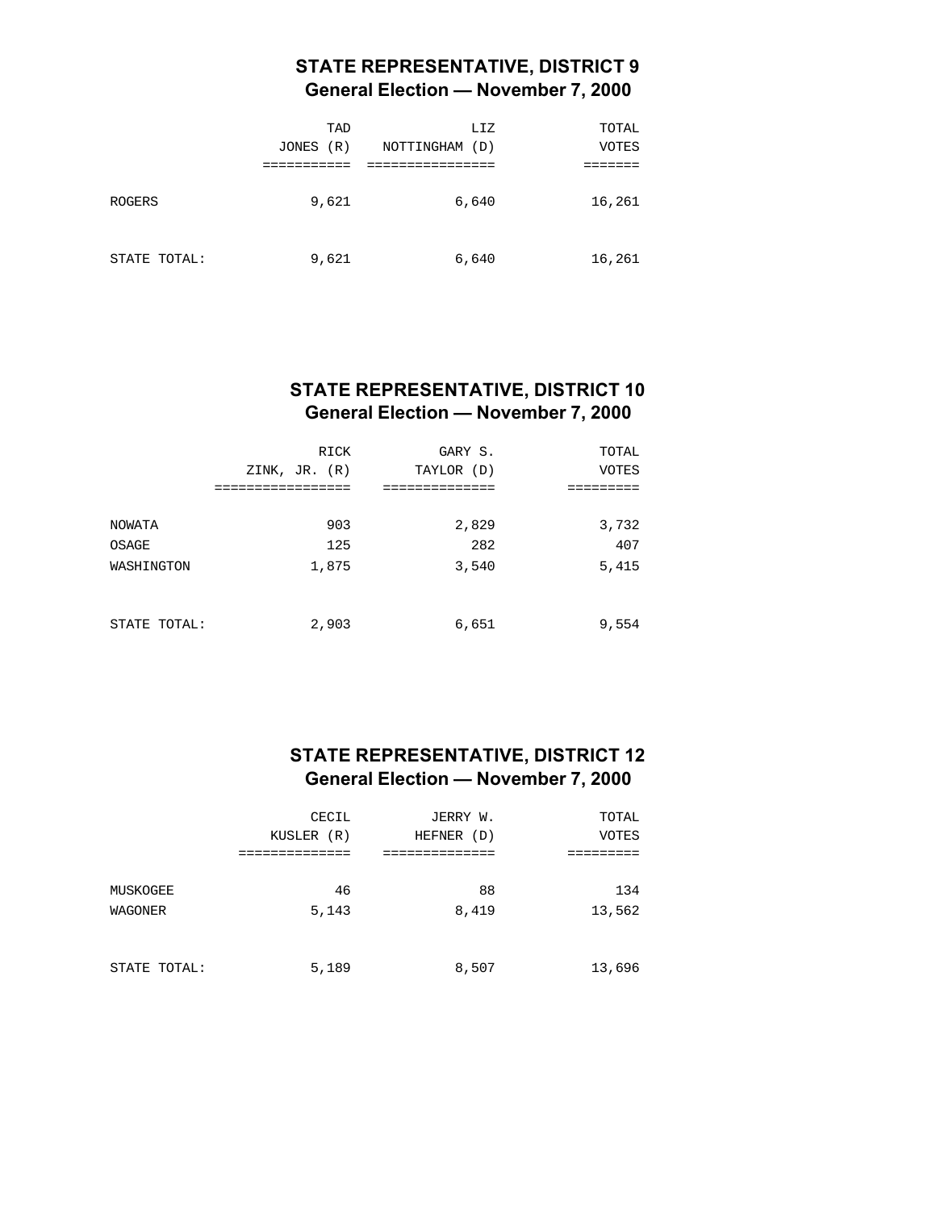## STATE REPRESENTATIVE, DISTRICT 9
### General Election — November 7, 2000

| | TAD JONES (R) | LIZ NOTTINGHAM (D) | TOTAL VOTES |
|---|---|---|---|
| ROGERS | 9,621 | 6,640 | 16,261 |
| STATE TOTAL: | 9,621 | 6,640 | 16,261 |

## STATE REPRESENTATIVE, DISTRICT 10
### General Election — November 7, 2000

| | RICK ZINK, JR. (R) | GARY S. TAYLOR (D) | TOTAL VOTES |
|---|---|---|---|
| NOWATA | 903 | 2,829 | 3,732 |
| OSAGE | 125 | 282 | 407 |
| WASHINGTON | 1,875 | 3,540 | 5,415 |
| STATE TOTAL: | 2,903 | 6,651 | 9,554 |

## STATE REPRESENTATIVE, DISTRICT 12
### General Election — November 7, 2000

| | CECIL KUSLER (R) | JERRY W. HEFNER (D) | TOTAL VOTES |
|---|---|---|---|
| MUSKOGEE | 46 | 88 | 134 |
| WAGONER | 5,143 | 8,419 | 13,562 |
| STATE TOTAL: | 5,189 | 8,507 | 13,696 |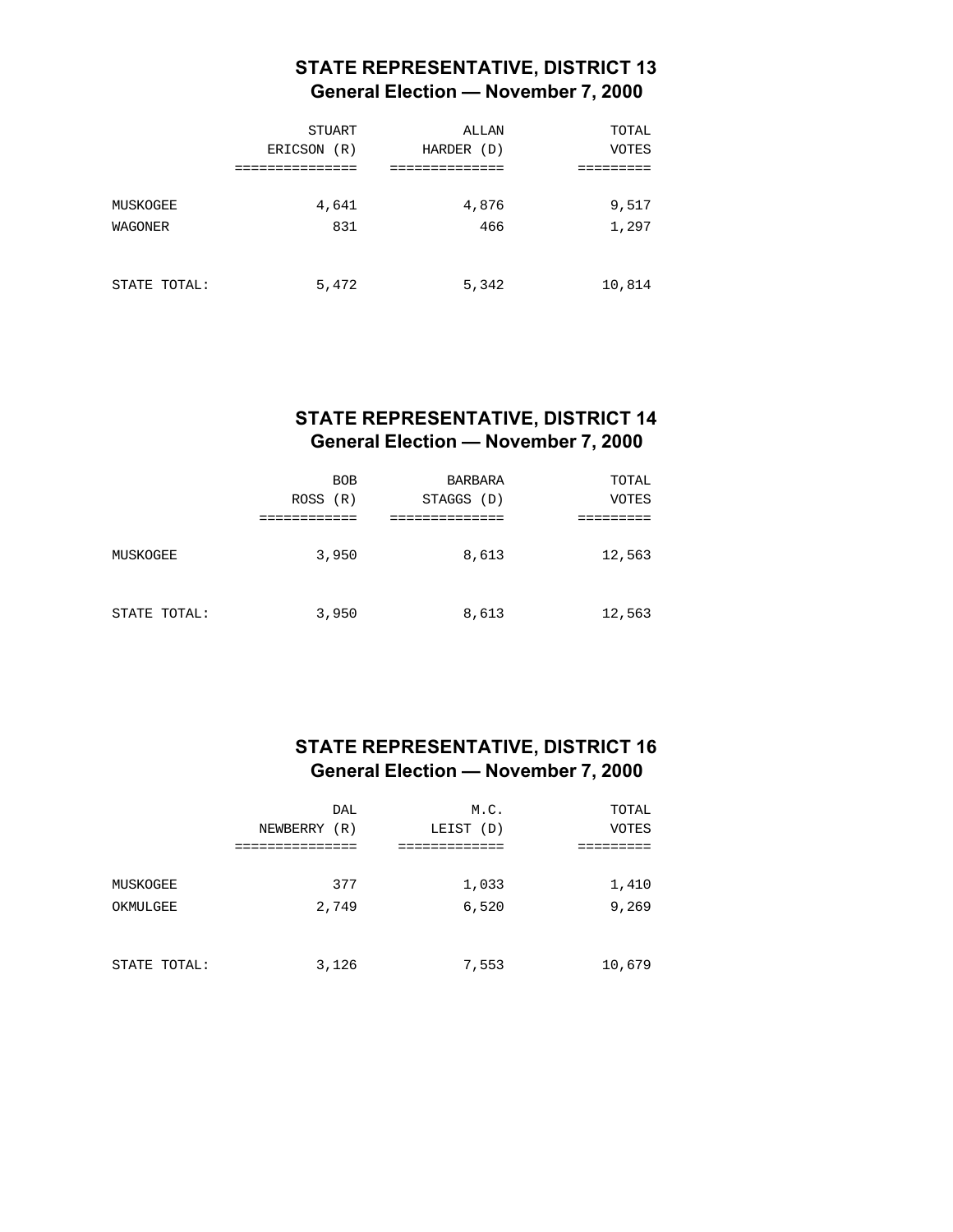## STATE REPRESENTATIVE, DISTRICT 13
### General Election — November 7, 2000

| | STUART ERICSON (R) | ALLAN HARDER (D) | TOTAL VOTES |
|---|---|---|---|
| MUSKOGEE | 4,641 | 4,876 | 9,517 |
| WAGONER | 831 | 466 | 1,297 |
| STATE TOTAL: | 5,472 | 5,342 | 10,814 |

## STATE REPRESENTATIVE, DISTRICT 14
### General Election — November 7, 2000

| | BOB ROSS (R) | BARBARA STAGGS (D) | TOTAL VOTES |
|---|---|---|---|
| MUSKOGEE | 3,950 | 8,613 | 12,563 |
| STATE TOTAL: | 3,950 | 8,613 | 12,563 |

## STATE REPRESENTATIVE, DISTRICT 16
### General Election — November 7, 2000

| | DAL NEWBERRY (R) | M.C. LEIST (D) | TOTAL VOTES |
|---|---|---|---|
| MUSKOGEE | 377 | 1,033 | 1,410 |
| OKMULGEE | 2,749 | 6,520 | 9,269 |
| STATE TOTAL: | 3,126 | 7,553 | 10,679 |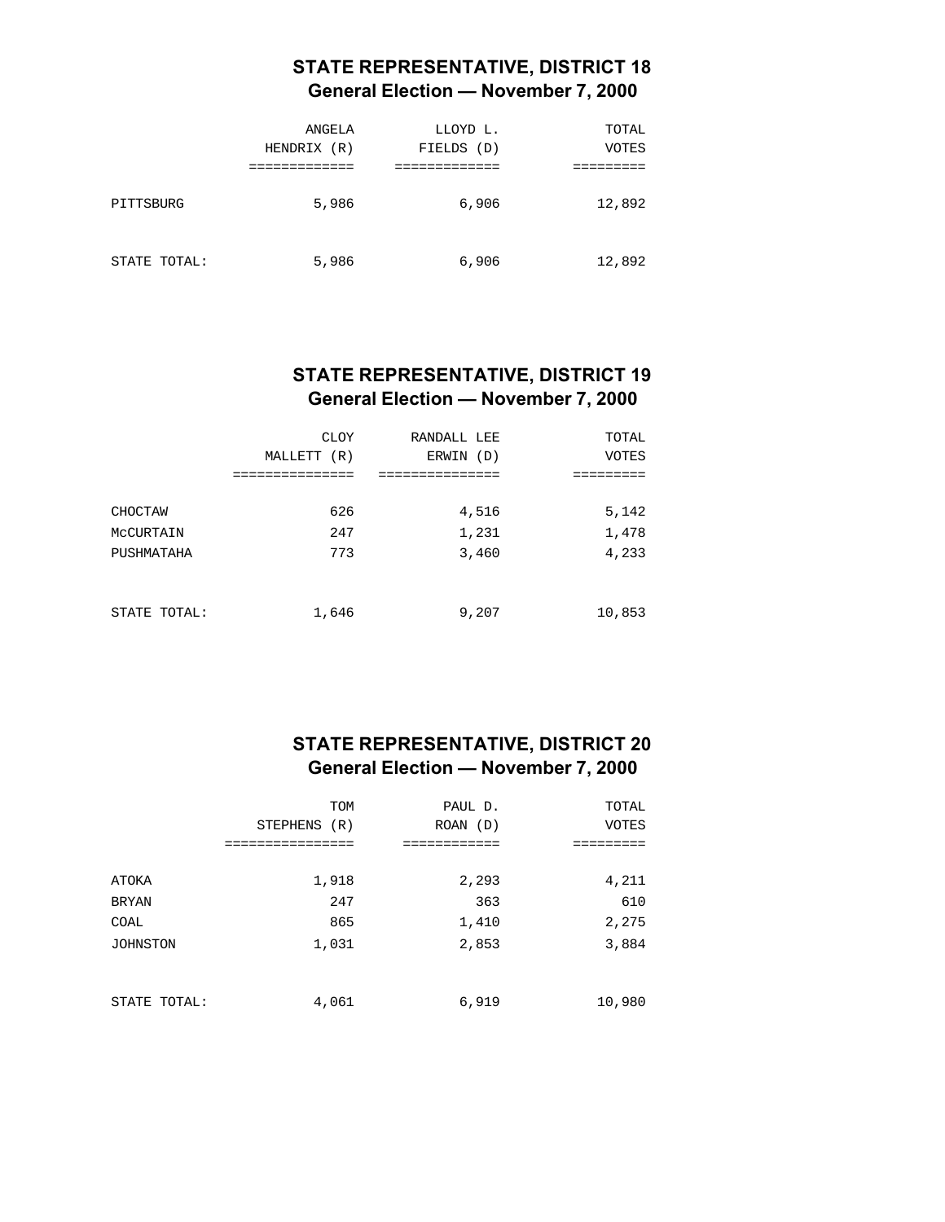## STATE REPRESENTATIVE, DISTRICT 18
### General Election — November 7, 2000

| | ANGELA HENDRIX (R) | LLOYD L. FIELDS (D) | TOTAL VOTES |
|---|---|---|---|
| PITTSBURG | 5,986 | 6,906 | 12,892 |
| STATE TOTAL: | 5,986 | 6,906 | 12,892 |

## STATE REPRESENTATIVE, DISTRICT 19
### General Election — November 7, 2000

| | CLOY MALLETT (R) | RANDALL LEE ERWIN (D) | TOTAL VOTES |
|---|---|---|---|
| CHOCTAW | 626 | 4,516 | 5,142 |
| McCURTAIN | 247 | 1,231 | 1,478 |
| PUSHMATAHA | 773 | 3,460 | 4,233 |
| STATE TOTAL: | 1,646 | 9,207 | 10,853 |

## STATE REPRESENTATIVE, DISTRICT 20
### General Election — November 7, 2000

| | TOM STEPHENS (R) | PAUL D. ROAN (D) | TOTAL VOTES |
|---|---|---|---|
| ATOKA | 1,918 | 2,293 | 4,211 |
| BRYAN | 247 | 363 | 610 |
| COAL | 865 | 1,410 | 2,275 |
| JOHNSTON | 1,031 | 2,853 | 3,884 |
| STATE TOTAL: | 4,061 | 6,919 | 10,980 |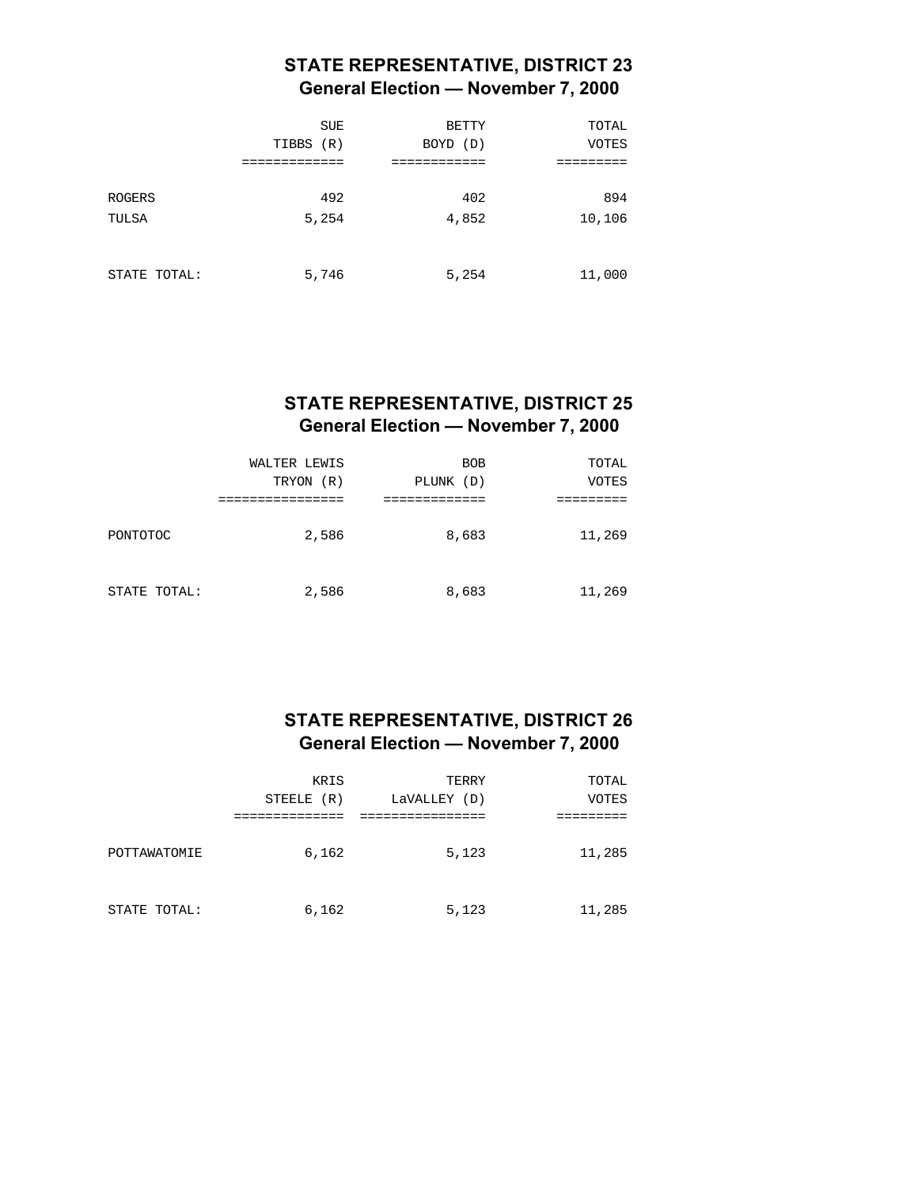## STATE REPRESENTATIVE, DISTRICT 23
### General Election — November 7, 2000

| | SUE TIBBS (R) | BETTY BOYD (D) | TOTAL VOTES |
|---|---|---|---|
| ROGERS | 492 | 402 | 894 |
| TULSA | 5,254 | 4,852 | 10,106 |
| STATE TOTAL: | 5,746 | 5,254 | 11,000 |

## STATE REPRESENTATIVE, DISTRICT 25
### General Election — November 7, 2000

| | WALTER LEWIS TRYON (R) | BOB PLUNK (D) | TOTAL VOTES |
|---|---|---|---|
| PONTOTOC | 2,586 | 8,683 | 11,269 |
| STATE TOTAL: | 2,586 | 8,683 | 11,269 |

## STATE REPRESENTATIVE, DISTRICT 26
### General Election — November 7, 2000

| | KRIS STEELE (R) | TERRY LaVALLEY (D) | TOTAL VOTES |
|---|---|---|---|
| POTTAWATOMIE | 6,162 | 5,123 | 11,285 |
| STATE TOTAL: | 6,162 | 5,123 | 11,285 |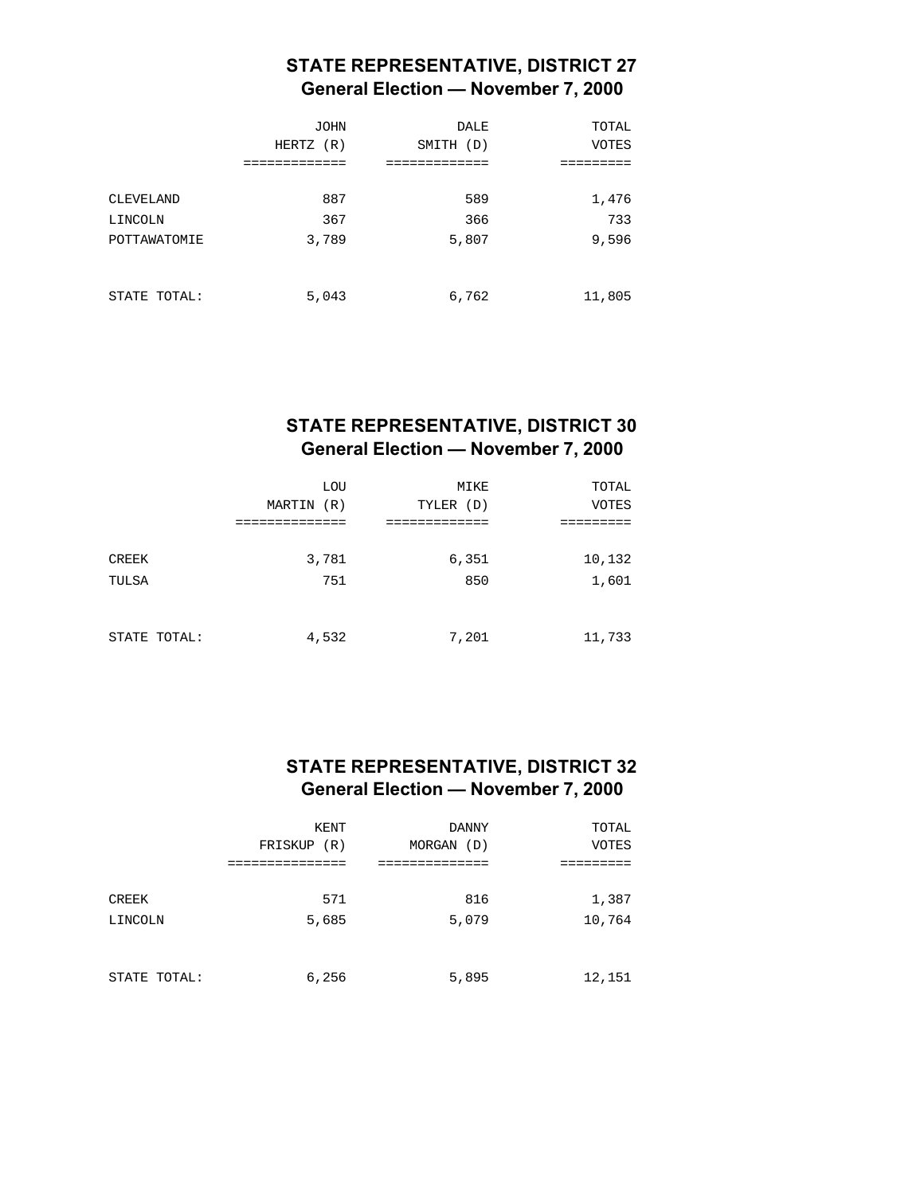## STATE REPRESENTATIVE, DISTRICT 27
### General Election — November 7, 2000

| | JOHN HERTZ (R) | DALE SMITH (D) | TOTAL VOTES |
|---|---|---|---|
| CLEVELAND | 887 | 589 | 1,476 |
| LINCOLN | 367 | 366 | 733 |
| POTTAWATOMIE | 3,789 | 5,807 | 9,596 |
| STATE TOTAL: | 5,043 | 6,762 | 11,805 |

## STATE REPRESENTATIVE, DISTRICT 30
### General Election — November 7, 2000

| | LOU MARTIN (R) | MIKE TYLER (D) | TOTAL VOTES |
|---|---|---|---|
| CREEK | 3,781 | 6,351 | 10,132 |
| TULSA | 751 | 850 | 1,601 |
| STATE TOTAL: | 4,532 | 7,201 | 11,733 |

## STATE REPRESENTATIVE, DISTRICT 32
### General Election — November 7, 2000

| | KENT FRISKUP (R) | DANNY MORGAN (D) | TOTAL VOTES |
|---|---|---|---|
| CREEK | 571 | 816 | 1,387 |
| LINCOLN | 5,685 | 5,079 | 10,764 |
| STATE TOTAL: | 6,256 | 5,895 | 12,151 |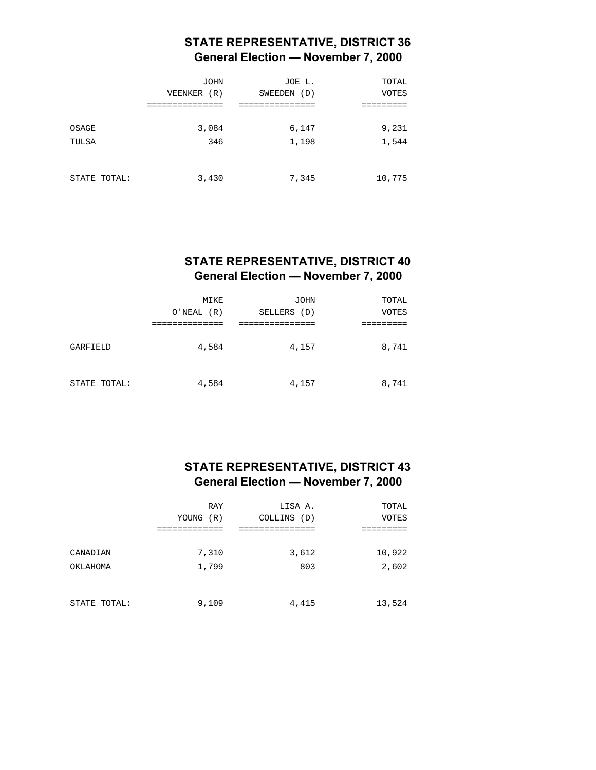## STATE REPRESENTATIVE, DISTRICT 36
### General Election — November 7, 2000

| | JOHN VEENKER (R) | JOE L. SWEEDEN (D) | TOTAL VOTES |
|---|---|---|---|
| OSAGE | 3,084 | 6,147 | 9,231 |
| TULSA | 346 | 1,198 | 1,544 |
| STATE TOTAL: | 3,430 | 7,345 | 10,775 |

## STATE REPRESENTATIVE, DISTRICT 40
### General Election — November 7, 2000

| | MIKE O'NEAL (R) | JOHN SELLERS (D) | TOTAL VOTES |
|---|---|---|---|
| GARFIELD | 4,584 | 4,157 | 8,741 |
| STATE TOTAL: | 4,584 | 4,157 | 8,741 |

## STATE REPRESENTATIVE, DISTRICT 43
### General Election — November 7, 2000

| | RAY YOUNG (R) | LISA A. COLLINS (D) | TOTAL VOTES |
|---|---|---|---|
| CANADIAN | 7,310 | 3,612 | 10,922 |
| OKLAHOMA | 1,799 | 803 | 2,602 |
| STATE TOTAL: | 9,109 | 4,415 | 13,524 |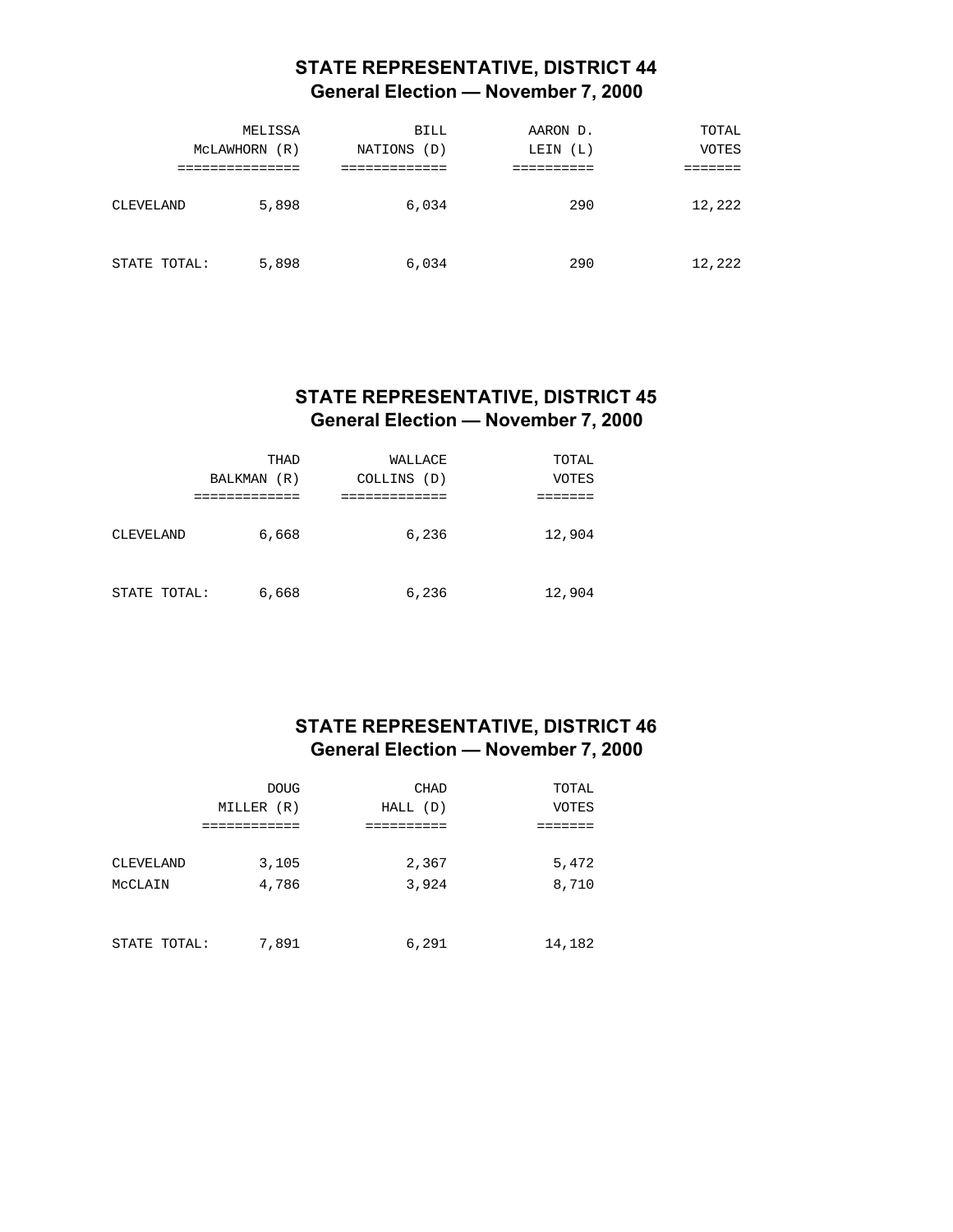## STATE REPRESENTATIVE, DISTRICT 44
### General Election — November 7, 2000

| | MELISSA McLAWHORN (R) | BILL NATIONS (D) | AARON D. LEIN (L) | TOTAL VOTES |
|---|---|---|---|---|
| CLEVELAND | 5,898 | 6,034 | 290 | 12,222 |
| STATE TOTAL: | 5,898 | 6,034 | 290 | 12,222 |

## STATE REPRESENTATIVE, DISTRICT 45
### General Election — November 7, 2000

| | THAD BALKMAN (R) | WALLACE COLLINS (D) | TOTAL VOTES |
|---|---|---|---|
| CLEVELAND | 6,668 | 6,236 | 12,904 |
| STATE TOTAL: | 6,668 | 6,236 | 12,904 |

## STATE REPRESENTATIVE, DISTRICT 46
### General Election — November 7, 2000

| | DOUG MILLER (R) | CHAD HALL (D) | TOTAL VOTES |
|---|---|---|---|
| CLEVELAND | 3,105 | 2,367 | 5,472 |
| McCLAIN | 4,786 | 3,924 | 8,710 |
| STATE TOTAL: | 7,891 | 6,291 | 14,182 |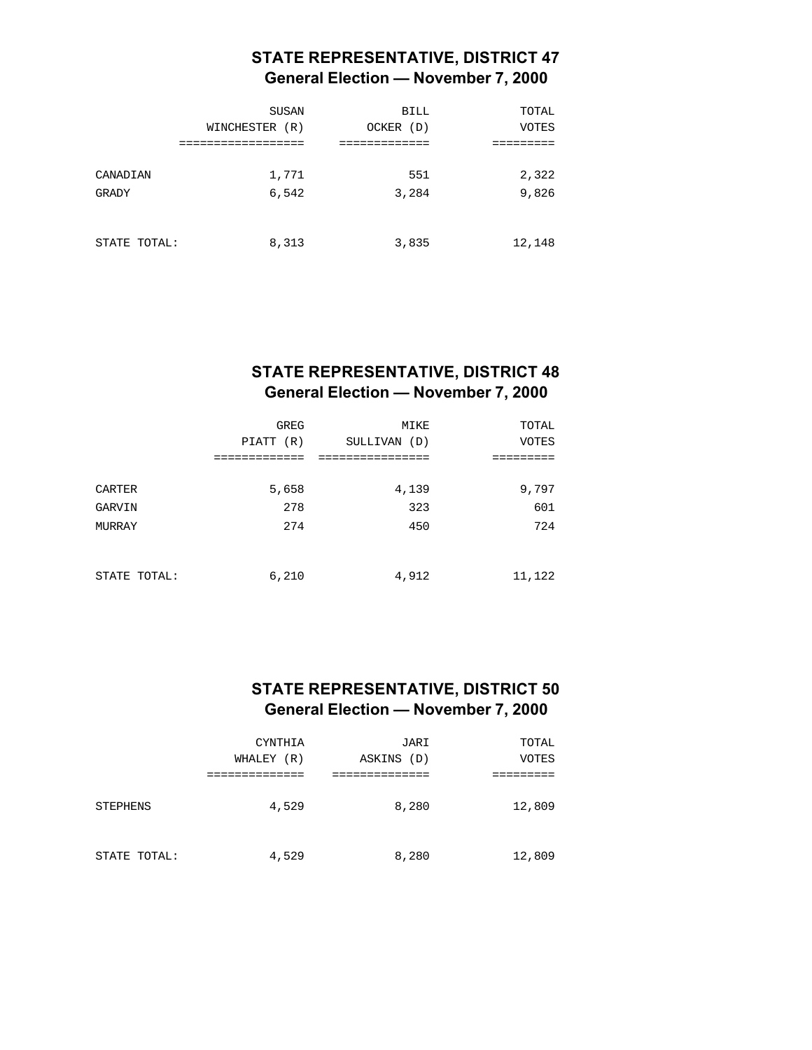## STATE REPRESENTATIVE, DISTRICT 47
### General Election — November 7, 2000

| | SUSAN WINCHESTER (R) | BILL OCKER (D) | TOTAL VOTES |
|---|---|---|---|
| CANADIAN | 1,771 | 551 | 2,322 |
| GRADY | 6,542 | 3,284 | 9,826 |
| STATE TOTAL: | 8,313 | 3,835 | 12,148 |

## STATE REPRESENTATIVE, DISTRICT 48
### General Election — November 7, 2000

| | GREG PIATT (R) | MIKE SULLIVAN (D) | TOTAL VOTES |
|---|---|---|---|
| CARTER | 5,658 | 4,139 | 9,797 |
| GARVIN | 278 | 323 | 601 |
| MURRAY | 274 | 450 | 724 |
| STATE TOTAL: | 6,210 | 4,912 | 11,122 |

## STATE REPRESENTATIVE, DISTRICT 50
### General Election — November 7, 2000

| | CYNTHIA WHALEY (R) | JARI ASKINS (D) | TOTAL VOTES |
|---|---|---|---|
| STEPHENS | 4,529 | 8,280 | 12,809 |
| STATE TOTAL: | 4,529 | 8,280 | 12,809 |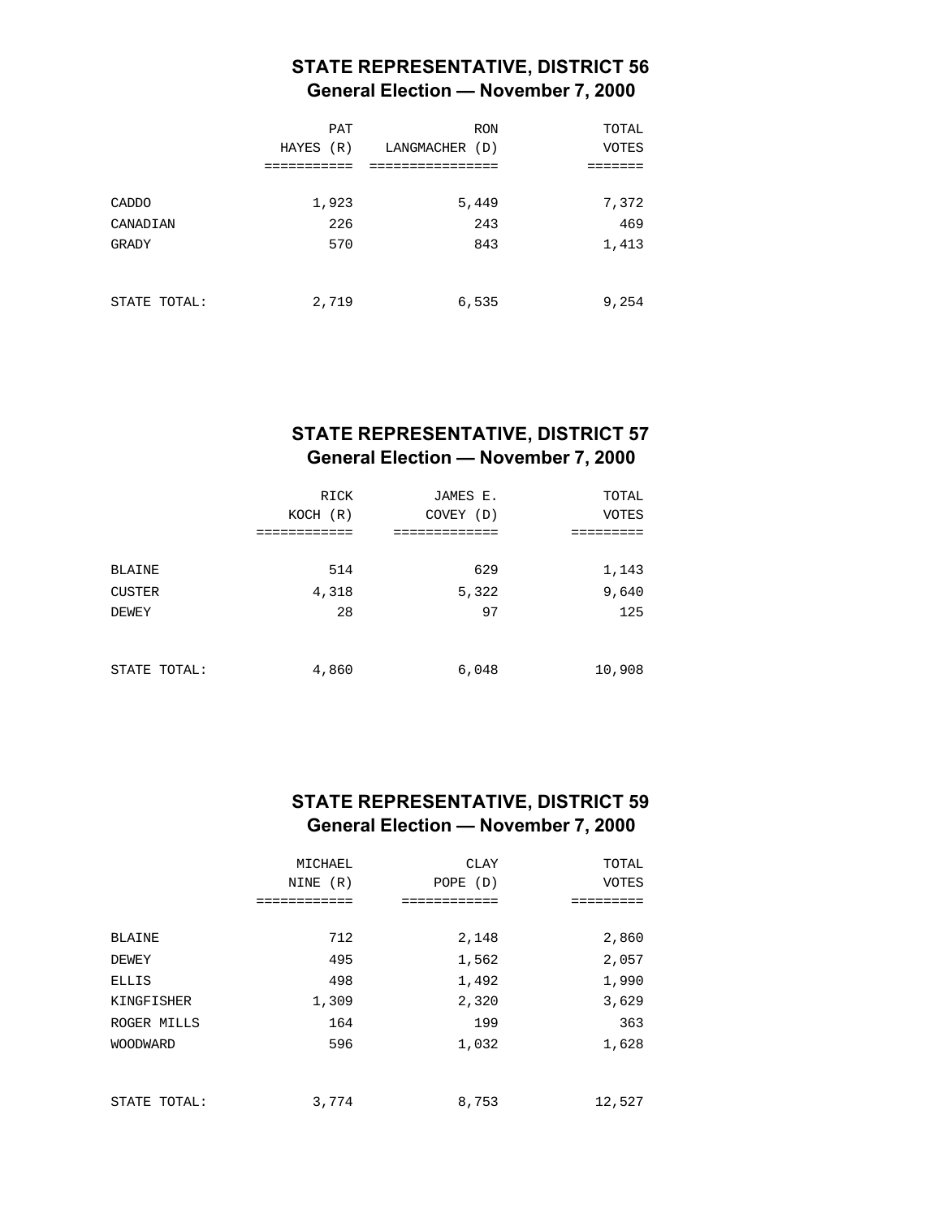## STATE REPRESENTATIVE, DISTRICT 56
### General Election — November 7, 2000

| | PAT HAYES (R) | RON LANGMACHER (D) | TOTAL VOTES |
|---|---|---|---|
| CADDO | 1,923 | 5,449 | 7,372 |
| CANADIAN | 226 | 243 | 469 |
| GRADY | 570 | 843 | 1,413 |
| STATE TOTAL: | 2,719 | 6,535 | 9,254 |

## STATE REPRESENTATIVE, DISTRICT 57
### General Election — November 7, 2000

| | RICK KOCH (R) | JAMES E. COVEY (D) | TOTAL VOTES |
|---|---|---|---|
| BLAINE | 514 | 629 | 1,143 |
| CUSTER | 4,318 | 5,322 | 9,640 |
| DEWEY | 28 | 97 | 125 |
| STATE TOTAL: | 4,860 | 6,048 | 10,908 |

## STATE REPRESENTATIVE, DISTRICT 59
### General Election — November 7, 2000

| | MICHAEL NINE (R) | CLAY POPE (D) | TOTAL VOTES |
|---|---|---|---|
| BLAINE | 712 | 2,148 | 2,860 |
| DEWEY | 495 | 1,562 | 2,057 |
| ELLIS | 498 | 1,492 | 1,990 |
| KINGFISHER | 1,309 | 2,320 | 3,629 |
| ROGER MILLS | 164 | 199 | 363 |
| WOODWARD | 596 | 1,032 | 1,628 |
| STATE TOTAL: | 3,774 | 8,753 | 12,527 |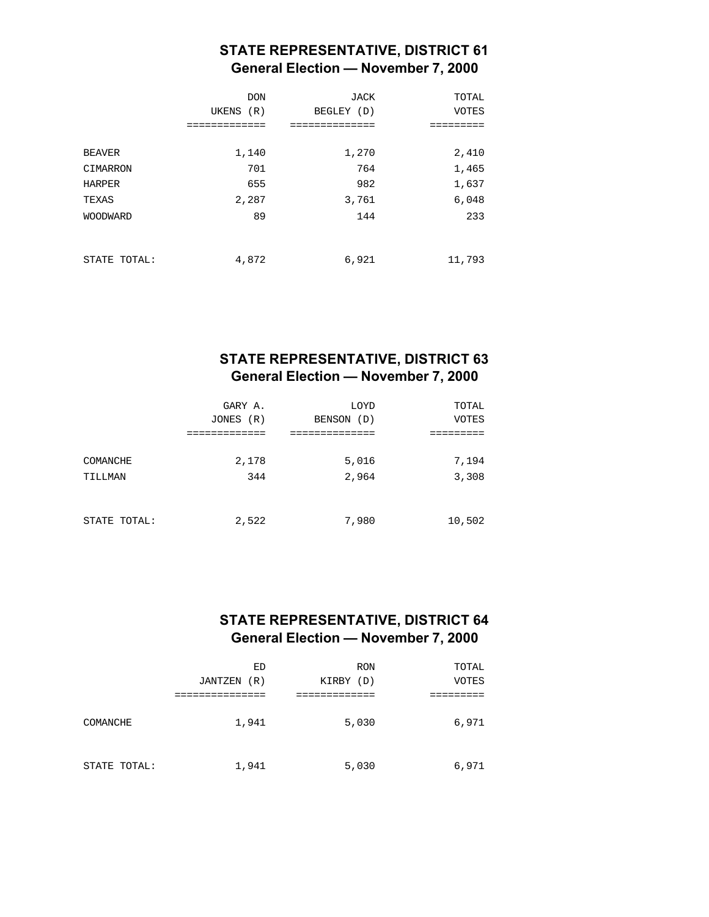## STATE REPRESENTATIVE, DISTRICT 61
### General Election — November 7, 2000

| | DON UKENS (R) | JACK BEGLEY (D) | TOTAL VOTES |
|---|---|---|---|
| BEAVER | 1,140 | 1,270 | 2,410 |
| CIMARRON | 701 | 764 | 1,465 |
| HARPER | 655 | 982 | 1,637 |
| TEXAS | 2,287 | 3,761 | 6,048 |
| WOODWARD | 89 | 144 | 233 |
| STATE TOTAL: | 4,872 | 6,921 | 11,793 |

## STATE REPRESENTATIVE, DISTRICT 63
### General Election — November 7, 2000

| | GARY A. JONES (R) | LOYD BENSON (D) | TOTAL VOTES |
|---|---|---|---|
| COMANCHE | 2,178 | 5,016 | 7,194 |
| TILLMAN | 344 | 2,964 | 3,308 |
| STATE TOTAL: | 2,522 | 7,980 | 10,502 |

## STATE REPRESENTATIVE, DISTRICT 64
### General Election — November 7, 2000

| | ED JANTZEN (R) | RON KIRBY (D) | TOTAL VOTES |
|---|---|---|---|
| COMANCHE | 1,941 | 5,030 | 6,971 |
| STATE TOTAL: | 1,941 | 5,030 | 6,971 |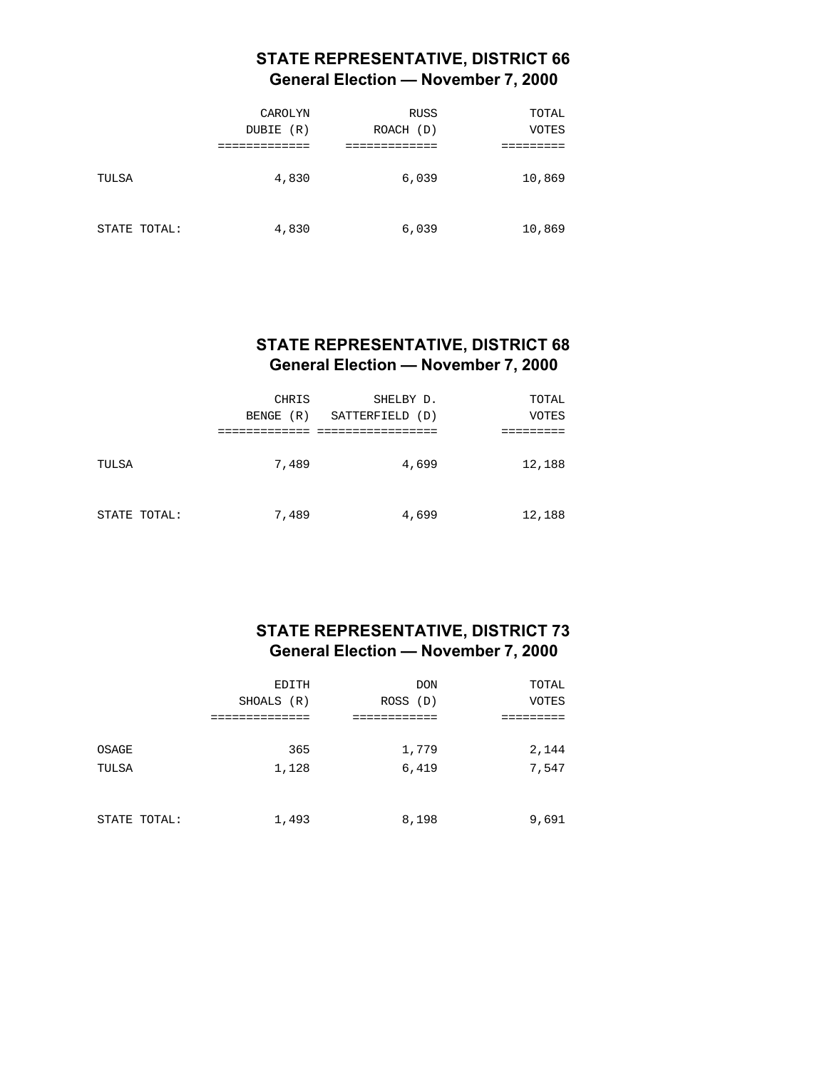## STATE REPRESENTATIVE, DISTRICT 66
### General Election — November 7, 2000

| | CAROLYN DUBIE (R) | RUSS ROACH (D) | TOTAL VOTES |
|---|---|---|---|
| TULSA | 4,830 | 6,039 | 10,869 |
| STATE TOTAL: | 4,830 | 6,039 | 10,869 |

## STATE REPRESENTATIVE, DISTRICT 68
### General Election — November 7, 2000

| | CHRIS BENGE (R) | SHELBY D. SATTERFIELD (D) | TOTAL VOTES |
|---|---|---|---|
| TULSA | 7,489 | 4,699 | 12,188 |
| STATE TOTAL: | 7,489 | 4,699 | 12,188 |

## STATE REPRESENTATIVE, DISTRICT 73
### General Election — November 7, 2000

| | EDITH SHOALS (R) | DON ROSS (D) | TOTAL VOTES |
|---|---|---|---|
| OSAGE | 365 | 1,779 | 2,144 |
| TULSA | 1,128 | 6,419 | 7,547 |
| STATE TOTAL: | 1,493 | 8,198 | 9,691 |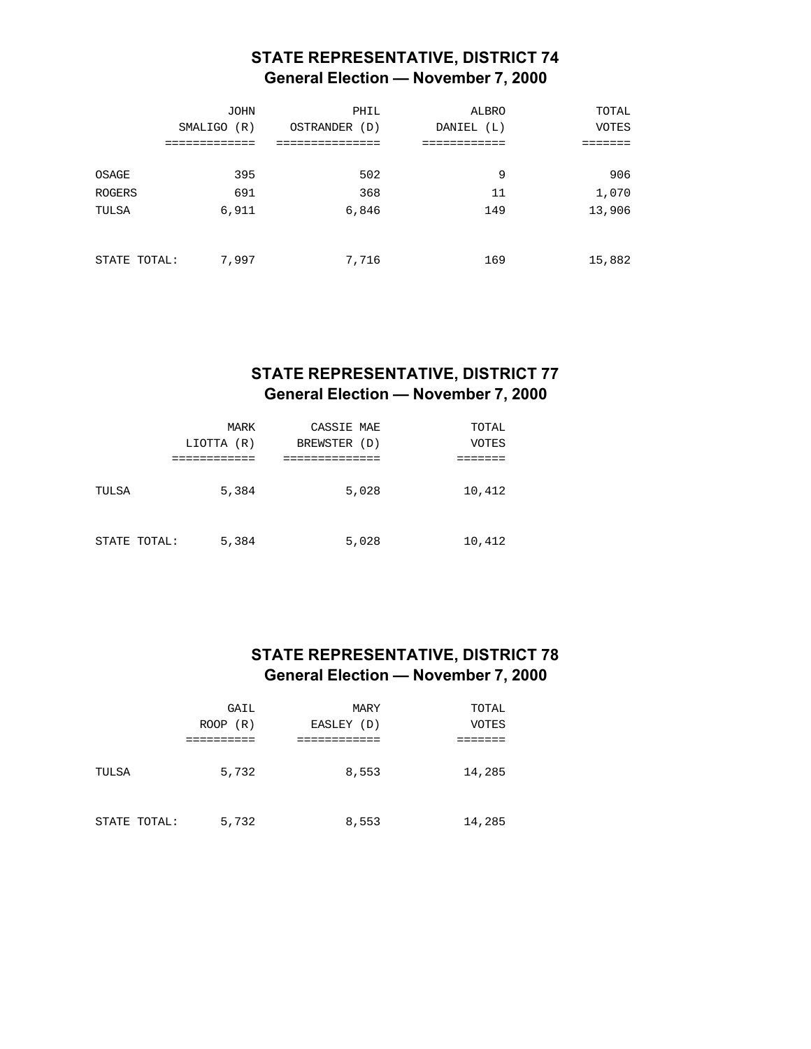## STATE REPRESENTATIVE, DISTRICT 74
### General Election — November 7, 2000

| | JOHN SMALIGO (R) | PHIL OSTRANDER (D) | ALBRO DANIEL (L) | TOTAL VOTES |
|---|---|---|---|---|
| OSAGE | 395 | 502 | 9 | 906 |
| ROGERS | 691 | 368 | 11 | 1,070 |
| TULSA | 6,911 | 6,846 | 149 | 13,906 |
| STATE TOTAL: | 7,997 | 7,716 | 169 | 15,882 |

## STATE REPRESENTATIVE, DISTRICT 77
### General Election — November 7, 2000

| | MARK LIOTTA (R) | CASSIE MAE BREWSTER (D) | TOTAL VOTES |
|---|---|---|---|
| TULSA | 5,384 | 5,028 | 10,412 |
| STATE TOTAL: | 5,384 | 5,028 | 10,412 |

## STATE REPRESENTATIVE, DISTRICT 78
### General Election — November 7, 2000

| | GAIL ROOP (R) | MARY EASLEY (D) | TOTAL VOTES |
|---|---|---|---|
| TULSA | 5,732 | 8,553 | 14,285 |
| STATE TOTAL: | 5,732 | 8,553 | 14,285 |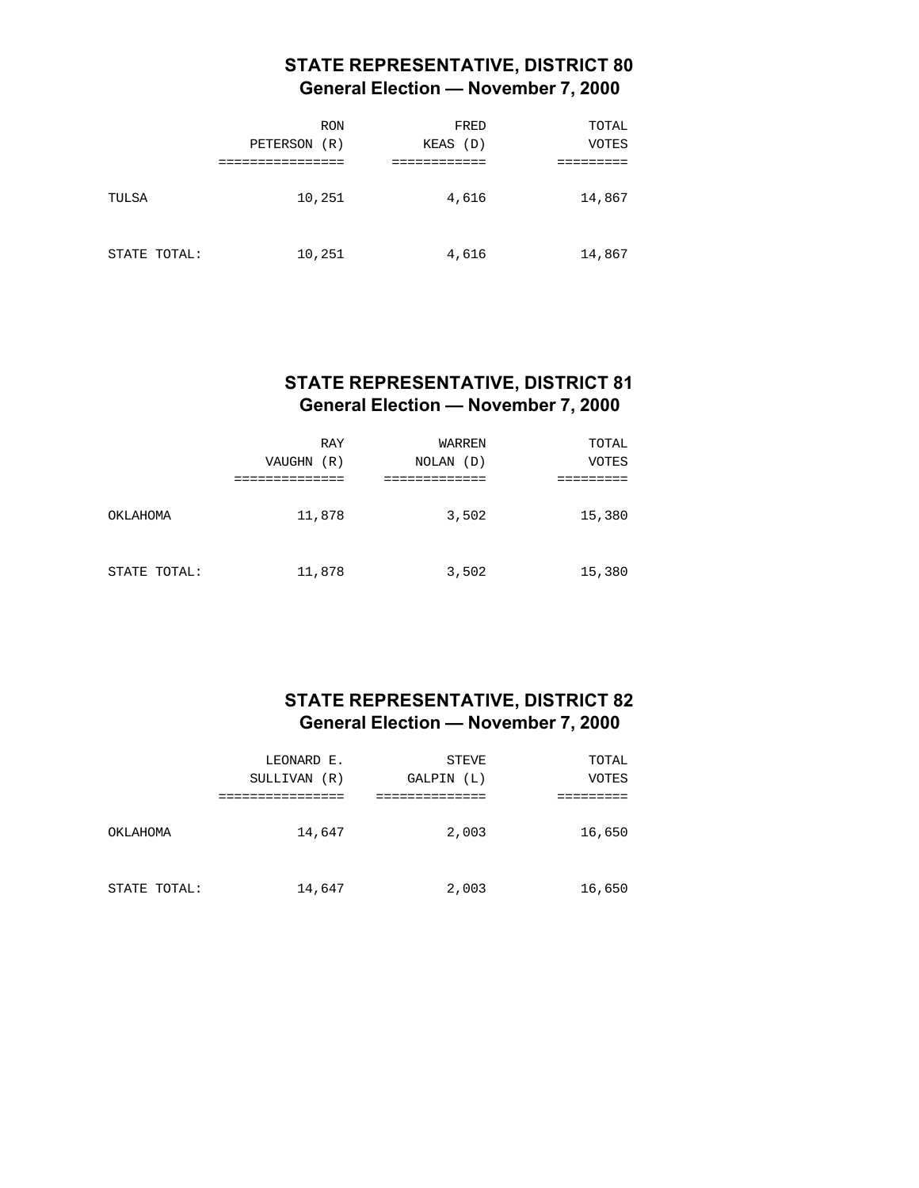## STATE REPRESENTATIVE, DISTRICT 80
### General Election — November 7, 2000

| | RON PETERSON (R) | FRED KEAS (D) | TOTAL VOTES |
|---|---|---|---|
| TULSA | 10,251 | 4,616 | 14,867 |
| STATE TOTAL: | 10,251 | 4,616 | 14,867 |

## STATE REPRESENTATIVE, DISTRICT 81
### General Election — November 7, 2000

| | RAY VAUGHN (R) | WARREN NOLAN (D) | TOTAL VOTES |
|---|---|---|---|
| OKLAHOMA | 11,878 | 3,502 | 15,380 |
| STATE TOTAL: | 11,878 | 3,502 | 15,380 |

## STATE REPRESENTATIVE, DISTRICT 82
### General Election — November 7, 2000

| | LEONARD E. SULLIVAN (R) | STEVE GALPIN (L) | TOTAL VOTES |
|---|---|---|---|
| OKLAHOMA | 14,647 | 2,003 | 16,650 |
| STATE TOTAL: | 14,647 | 2,003 | 16,650 |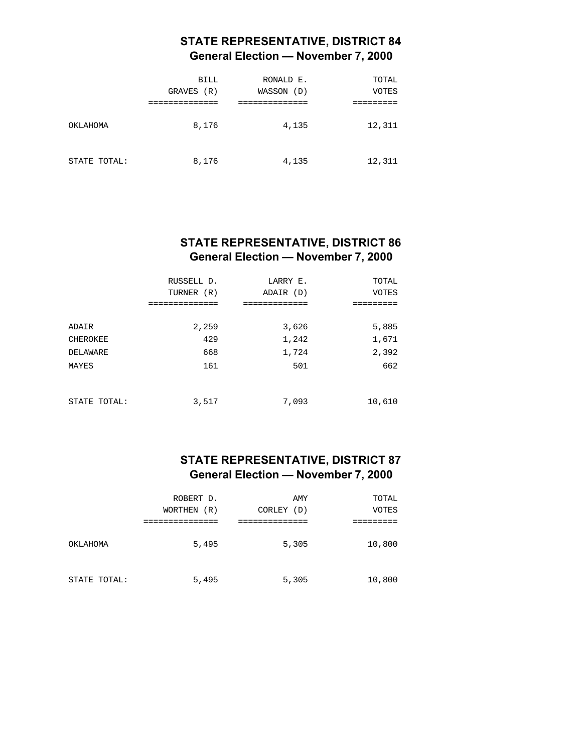## STATE REPRESENTATIVE, DISTRICT 84
### General Election — November 7, 2000

| | BILL GRAVES (R) | RONALD E. WASSON (D) | TOTAL VOTES |
|---|---|---|---|
| OKLAHOMA | 8,176 | 4,135 | 12,311 |
| STATE TOTAL: | 8,176 | 4,135 | 12,311 |

## STATE REPRESENTATIVE, DISTRICT 86
### General Election — November 7, 2000

| | RUSSELL D. TURNER (R) | LARRY E. ADAIR (D) | TOTAL VOTES |
|---|---|---|---|
| ADAIR | 2,259 | 3,626 | 5,885 |
| CHEROKEE | 429 | 1,242 | 1,671 |
| DELAWARE | 668 | 1,724 | 2,392 |
| MAYES | 161 | 501 | 662 |
| STATE TOTAL: | 3,517 | 7,093 | 10,610 |

## STATE REPRESENTATIVE, DISTRICT 87
### General Election — November 7, 2000

| | ROBERT D. WORTHEN (R) | AMY CORLEY (D) | TOTAL VOTES |
|---|---|---|---|
| OKLAHOMA | 5,495 | 5,305 | 10,800 |
| STATE TOTAL: | 5,495 | 5,305 | 10,800 |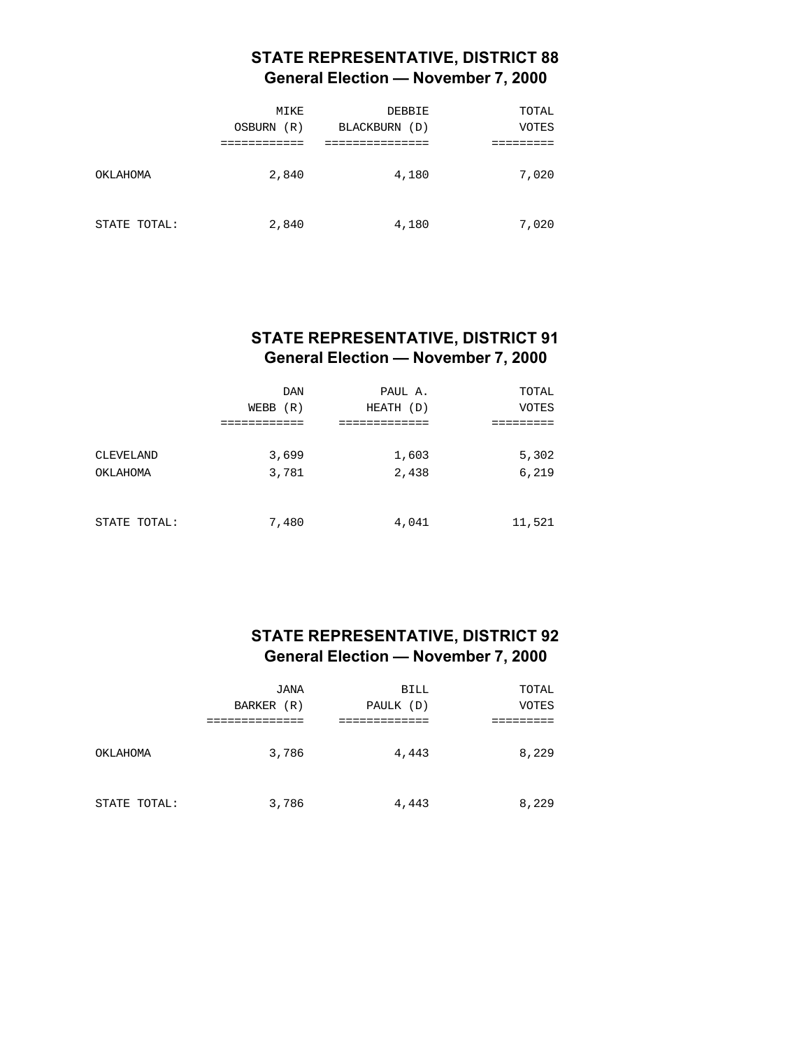## STATE REPRESENTATIVE, DISTRICT 88
### General Election — November 7, 2000

| | MIKE OSBURN (R) | DEBBIE BLACKBURN (D) | TOTAL VOTES |
|---|---|---|---|
| OKLAHOMA | 2,840 | 4,180 | 7,020 |
| STATE TOTAL: | 2,840 | 4,180 | 7,020 |

## STATE REPRESENTATIVE, DISTRICT 91
### General Election — November 7, 2000

| | DAN WEBB (R) | PAUL A. HEATH (D) | TOTAL VOTES |
|---|---|---|---|
| CLEVELAND | 3,699 | 1,603 | 5,302 |
| OKLAHOMA | 3,781 | 2,438 | 6,219 |
| STATE TOTAL: | 7,480 | 4,041 | 11,521 |

## STATE REPRESENTATIVE, DISTRICT 92
### General Election — November 7, 2000

| | JANA BARKER (R) | BILL PAULK (D) | TOTAL VOTES |
|---|---|---|---|
| OKLAHOMA | 3,786 | 4,443 | 8,229 |
| STATE TOTAL: | 3,786 | 4,443 | 8,229 |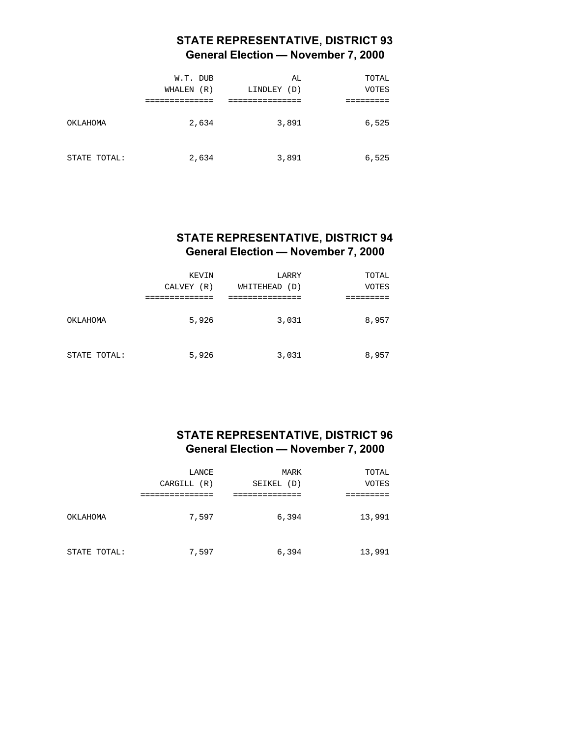## STATE REPRESENTATIVE, DISTRICT 93
### General Election — November 7, 2000

| | W.T. DUB WHALEN (R) | AL LINDLEY (D) | TOTAL VOTES |
|---|---|---|---|
| OKLAHOMA | 2,634 | 3,891 | 6,525 |
| STATE TOTAL: | 2,634 | 3,891 | 6,525 |

## STATE REPRESENTATIVE, DISTRICT 94
### General Election — November 7, 2000

| | KEVIN CALVEY (R) | LARRY WHITEHEAD (D) | TOTAL VOTES |
|---|---|---|---|
| OKLAHOMA | 5,926 | 3,031 | 8,957 |
| STATE TOTAL: | 5,926 | 3,031 | 8,957 |

## STATE REPRESENTATIVE, DISTRICT 96
### General Election — November 7, 2000

| | LANCE CARGILL (R) | MARK SEIKEL (D) | TOTAL VOTES |
|---|---|---|---|
| OKLAHOMA | 7,597 | 6,394 | 13,991 |
| STATE TOTAL: | 7,597 | 6,394 | 13,991 |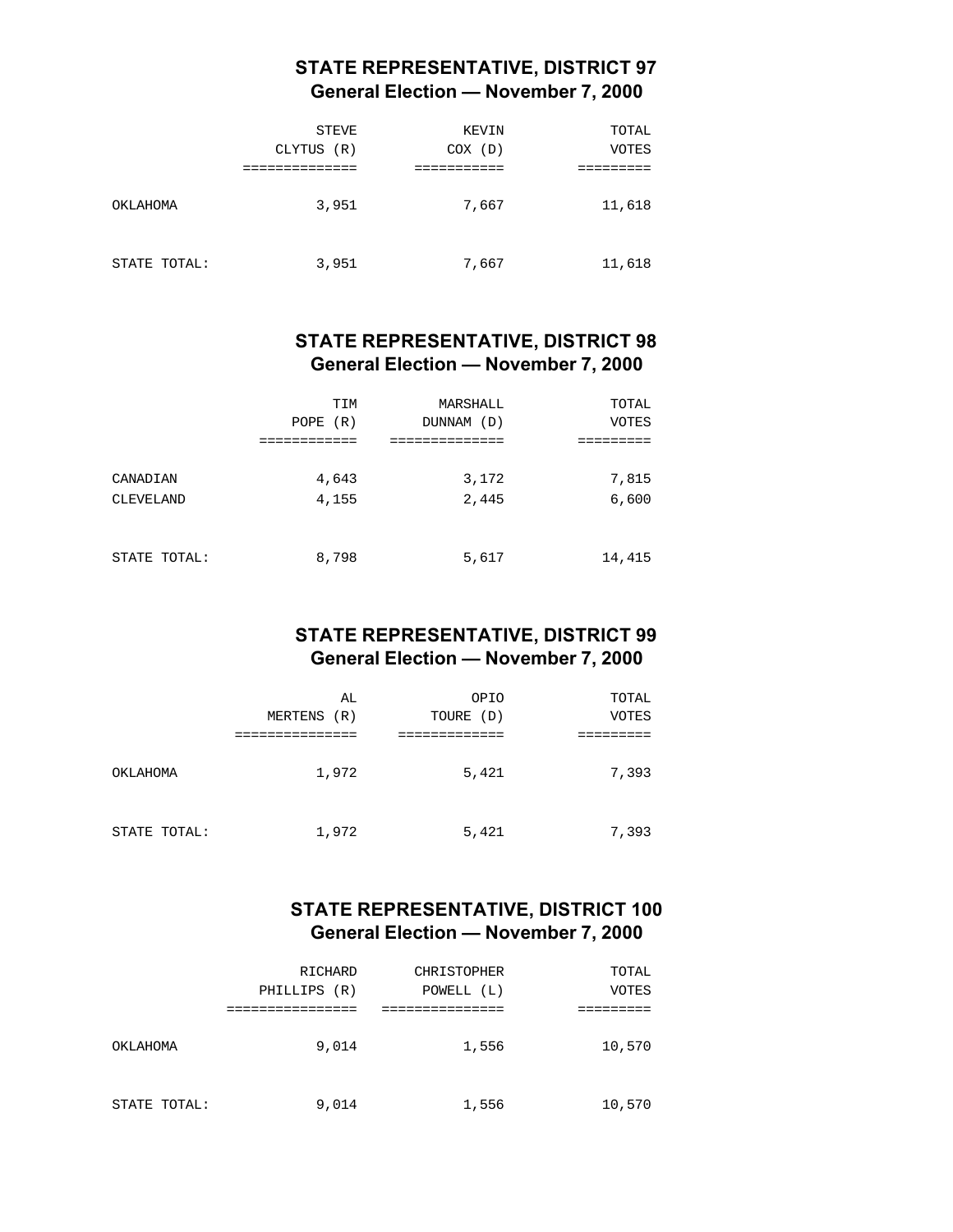## STATE REPRESENTATIVE, DISTRICT 97
### General Election — November 7, 2000

| | STEVE CLYTUS (R) | KEVIN COX (D) | TOTAL VOTES |
|---|---|---|---|
| OKLAHOMA | 3,951 | 7,667 | 11,618 |
| STATE TOTAL: | 3,951 | 7,667 | 11,618 |

## STATE REPRESENTATIVE, DISTRICT 98
### General Election — November 7, 2000

| | TIM POPE (R) | MARSHALL DUNNAM (D) | TOTAL VOTES |
|---|---|---|---|
| CANADIAN | 4,643 | 3,172 | 7,815 |
| CLEVELAND | 4,155 | 2,445 | 6,600 |
| STATE TOTAL: | 8,798 | 5,617 | 14,415 |

## STATE REPRESENTATIVE, DISTRICT 99
### General Election — November 7, 2000

| | AL MERTENS (R) | OPIO TOURE (D) | TOTAL VOTES |
|---|---|---|---|
| OKLAHOMA | 1,972 | 5,421 | 7,393 |
| STATE TOTAL: | 1,972 | 5,421 | 7,393 |

## STATE REPRESENTATIVE, DISTRICT 100
### General Election — November 7, 2000

| | RICHARD PHILLIPS (R) | CHRISTOPHER POWELL (L) | TOTAL VOTES |
|---|---|---|---|
| OKLAHOMA | 9,014 | 1,556 | 10,570 |
| STATE TOTAL: | 9,014 | 1,556 | 10,570 |